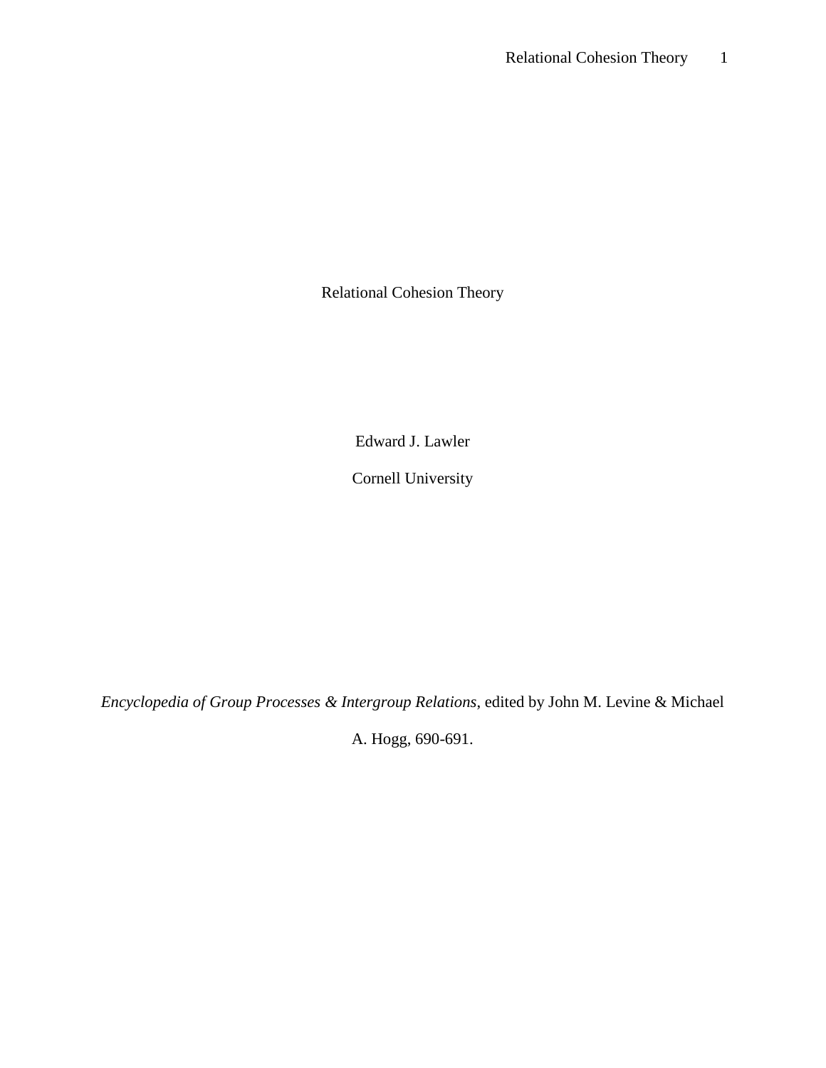# Relational Cohesion Theory

Edward J. Lawler

Cornell University

*Encyclopedia of Group Processes & Intergroup Relations*, edited by John M. Levine & Michael A. Hogg, 690-691.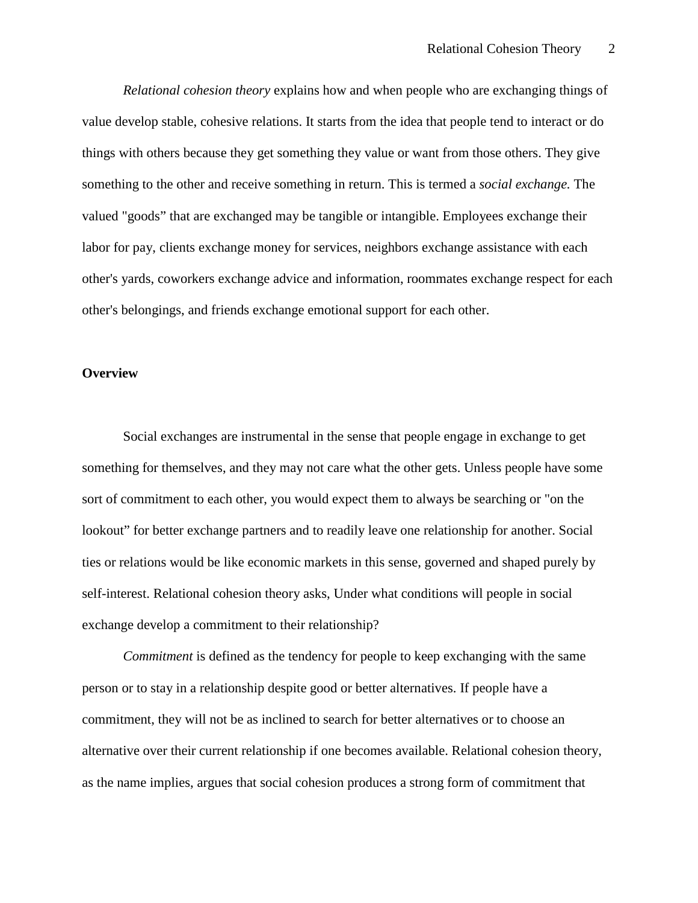*Relational cohesion theory* explains how and when people who are exchanging things of value develop stable, cohesive relations. It starts from the idea that people tend to interact or do things with others because they get something they value or want from those others. They give something to the other and receive something in return. This is termed a *social exchange.* The valued "goods" that are exchanged may be tangible or intangible. Employees exchange their labor for pay, clients exchange money for services, neighbors exchange assistance with each other's yards, coworkers exchange advice and information, roommates exchange respect for each other's belongings, and friends exchange emotional support for each other.

**Overview**

Social exchanges are instrumental in the sense that people engage in exchange to get something for themselves, and they may not care what the other gets. Unless people have some sort of commitment to each other, you would expect them to always be searching or "on the lookout" for better exchange partners and to readily leave one relationship for another. Social ties or relations would be like economic markets in this sense, governed and shaped purely by self-interest. Relational cohesion theory asks, Under what conditions will people in social exchange develop a commitment to their relationship?

*Commitment* is defined as the tendency for people to keep exchanging with the same person or to stay in a relationship despite good or better alternatives. If people have a commitment, they will not be as inclined to search for better alternatives or to choose an alternative over their current relationship if one becomes available. Relational cohesion theory, as the name implies, argues that social cohesion produces a strong form of commitment that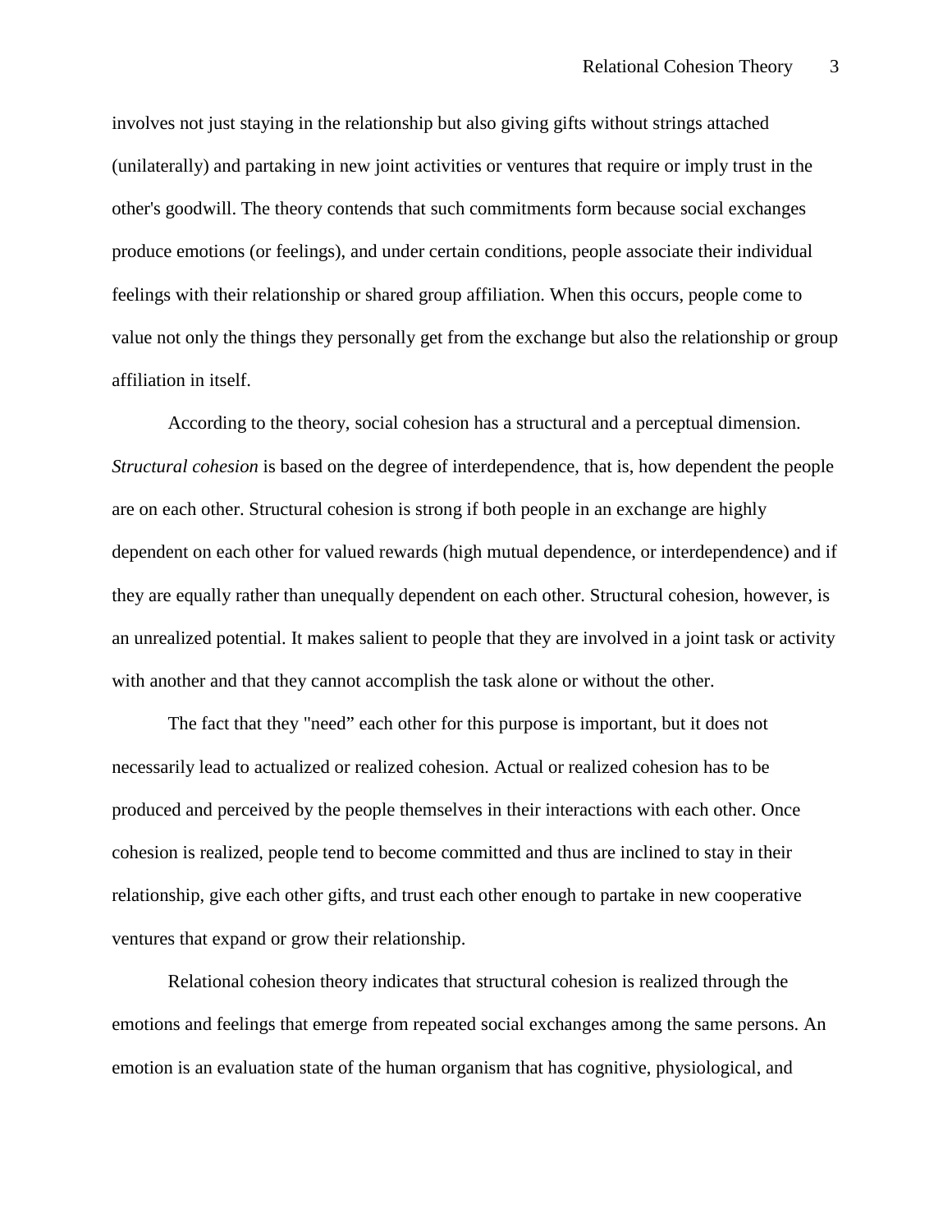involves not just staying in the relationship but also giving gifts without strings attached (unilaterally) and partaking in new joint activities or ventures that require or imply trust in the other's goodwill. The theory contends that such commitments form because social exchanges produce emotions (or feelings), and under certain conditions, people associate their individual feelings with their relationship or shared group affiliation. When this occurs, people come to value not only the things they personally get from the exchange but also the relationship or group affiliation in itself.

According to the theory, social cohesion has a structural and a perceptual dimension. *Structural cohesion* is based on the degree of interdependence, that is, how dependent the people are on each other. Structural cohesion is strong if both people in an exchange are highly dependent on each other for valued rewards (high mutual dependence, or interdependence) and if they are equally rather than unequally dependent on each other. Structural cohesion, however, is an unrealized potential. It makes salient to people that they are involved in a joint task or activity with another and that they cannot accomplish the task alone or without the other.

The fact that they "need" each other for this purpose is important, but it does not necessarily lead to actualized or realized cohesion. Actual or realized cohesion has to be produced and perceived by the people themselves in their interactions with each other. Once cohesion is realized, people tend to become committed and thus are inclined to stay in their relationship, give each other gifts, and trust each other enough to partake in new cooperative ventures that expand or grow their relationship.

Relational cohesion theory indicates that structural cohesion is realized through the emotions and feelings that emerge from repeated social exchanges among the same persons. An emotion is an evaluation state of the human organism that has cognitive, physiological, and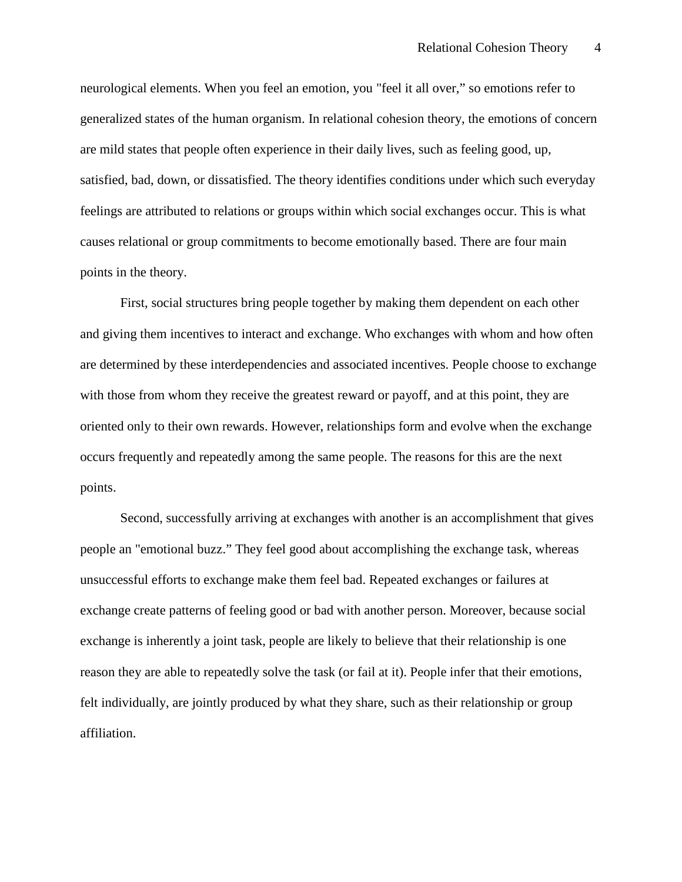neurological elements. When you feel an emotion, you "feel it all over," so emotions refer to generalized states of the human organism. In relational cohesion theory, the emotions of concern are mild states that people often experience in their daily lives, such as feeling good, up, satisfied, bad, down, or dissatisfied. The theory identifies conditions under which such everyday feelings are attributed to relations or groups within which social exchanges occur. This is what causes relational or group commitments to become emotionally based. There are four main points in the theory.

First, social structures bring people together by making them dependent on each other and giving them incentives to interact and exchange. Who exchanges with whom and how often are determined by these interdependencies and associated incentives. People choose to exchange with those from whom they receive the greatest reward or payoff, and at this point, they are oriented only to their own rewards. However, relationships form and evolve when the exchange occurs frequently and repeatedly among the same people. The reasons for this are the next points.

Second, successfully arriving at exchanges with another is an accomplishment that gives people an "emotional buzz." They feel good about accomplishing the exchange task, whereas unsuccessful efforts to exchange make them feel bad. Repeated exchanges or failures at exchange create patterns of feeling good or bad with another person. Moreover, because social exchange is inherently a joint task, people are likely to believe that their relationship is one reason they are able to repeatedly solve the task (or fail at it). People infer that their emotions, felt individually, are jointly produced by what they share, such as their relationship or group affiliation.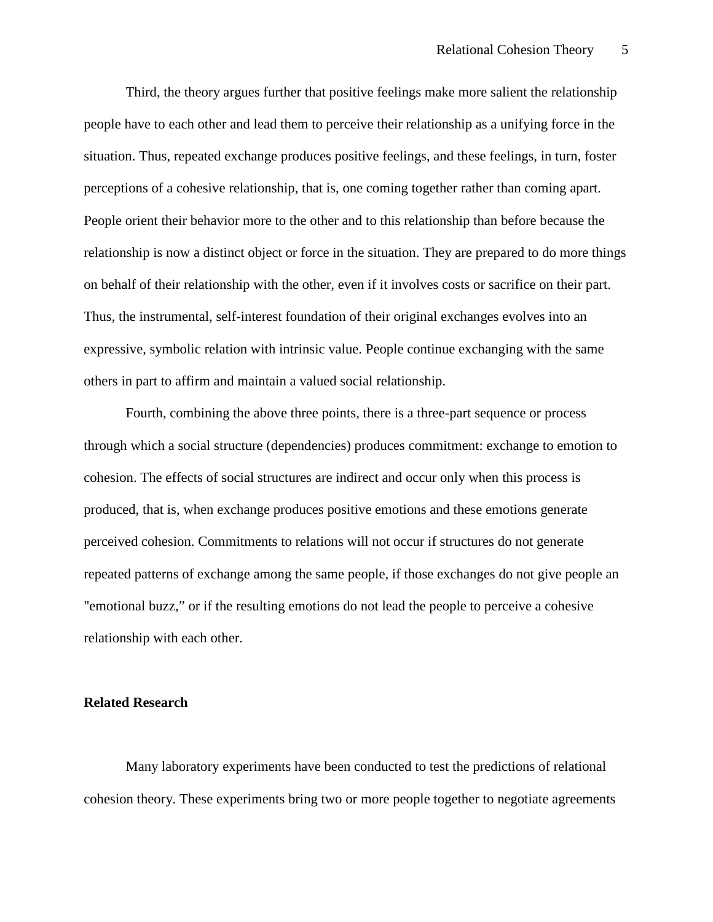Third, the theory argues further that positive feelings make more salient the relationship people have to each other and lead them to perceive their relationship as a unifying force in the situation. Thus, repeated exchange produces positive feelings, and these feelings, in turn, foster perceptions of a cohesive relationship, that is, one coming together rather than coming apart. People orient their behavior more to the other and to this relationship than before because the relationship is now a distinct object or force in the situation. They are prepared to do more things on behalf of their relationship with the other, even if it involves costs or sacrifice on their part. Thus, the instrumental, self-interest foundation of their original exchanges evolves into an expressive, symbolic relation with intrinsic value. People continue exchanging with the same others in part to affirm and maintain a valued social relationship.

Fourth, combining the above three points, there is a three-part sequence or process through which a social structure (dependencies) produces commitment: exchange to emotion to cohesion. The effects of social structures are indirect and occur only when this process is produced, that is, when exchange produces positive emotions and these emotions generate perceived cohesion. Commitments to relations will not occur if structures do not generate repeated patterns of exchange among the same people, if those exchanges do not give people an "emotional buzz," or if the resulting emotions do not lead the people to perceive a cohesive relationship with each other.

## Related Research

Many laboratory experiments have been conducted to test the predictions of relational cohesion theory. These experiments bring two or more people together to negotiate agreements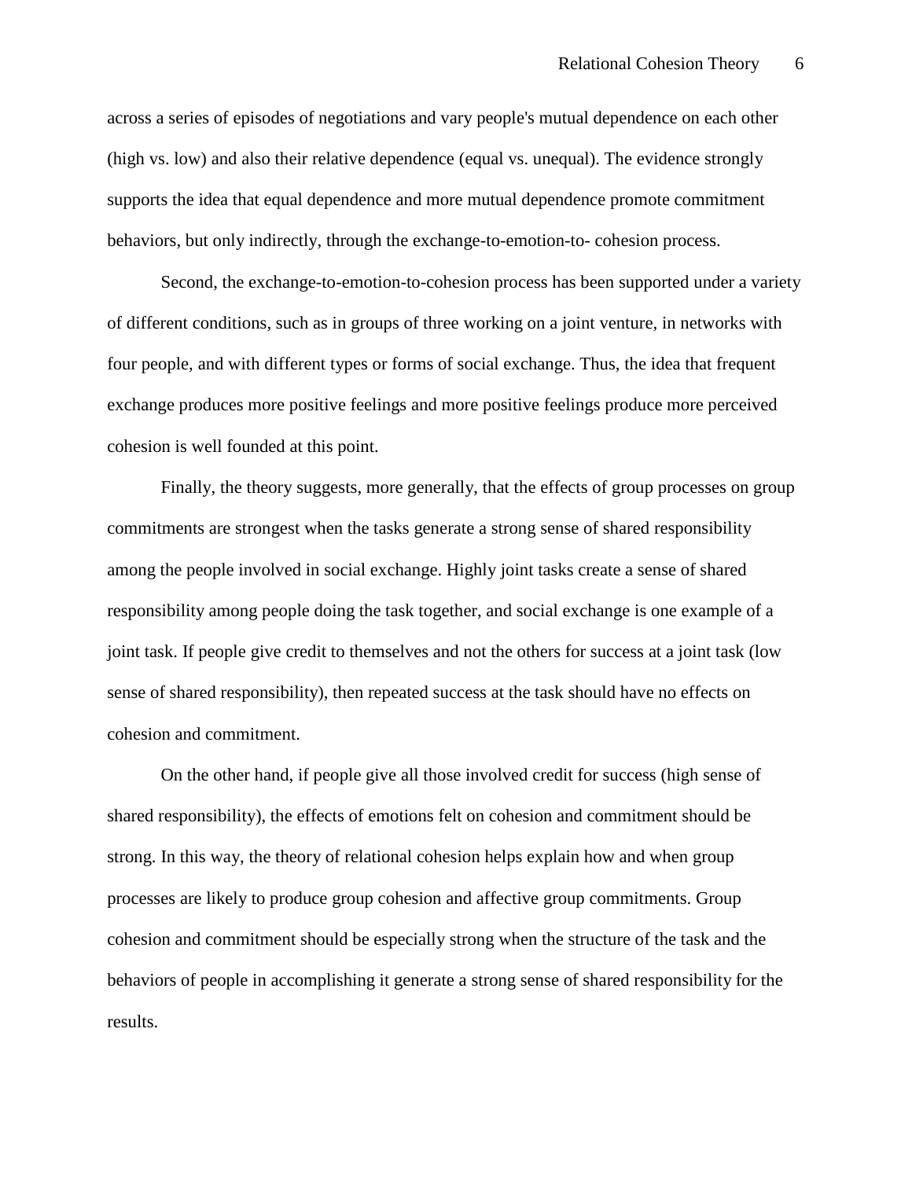across a series of episodes of negotiations and vary people's mutual dependence on each other (high vs. low) and also their relative dependence (equal vs. unequal). The evidence strongly supports the idea that equal dependence and more mutual dependence promote commitment behaviors, but only indirectly, through the exchange-to-emotion-to- cohesion process.

Second, the exchange-to-emotion-to-cohesion process has been supported under a variety of different conditions, such as in groups of three working on a joint venture, in networks with four people, and with different types or forms of social exchange. Thus, the idea that frequent exchange produces more positive feelings and more positive feelings produce more perceived cohesion is well founded at this point.

Finally, the theory suggests, more generally, that the effects of group processes on group commitments are strongest when the tasks generate a strong sense of shared responsibility among the people involved in social exchange. Highly joint tasks create a sense of shared responsibility among people doing the task together, and social exchange is one example of a joint task. If people give credit to themselves and not the others for success at a joint task (low sense of shared responsibility), then repeated success at the task should have no effects on cohesion and commitment.

On the other hand, if people give all those involved credit for success (high sense of shared responsibility), the effects of emotions felt on cohesion and commitment should be strong. In this way, the theory of relational cohesion helps explain how and when group processes are likely to produce group cohesion and affective group commitments. Group cohesion and commitment should be especially strong when the structure of the task and the behaviors of people in accomplishing it generate a strong sense of shared responsibility for the results.